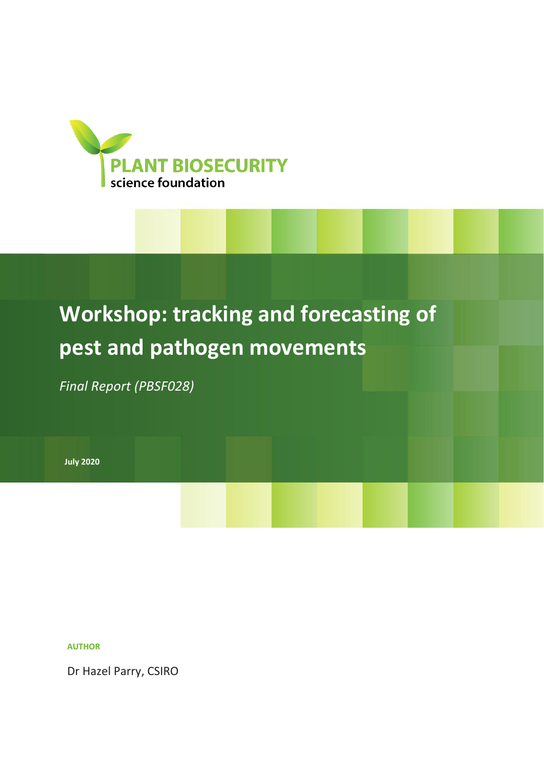PLANT BIOSECURITY
science foundation

# Workshop: tracking and forecasting of pest and pathogen movements

*Final Report (PBSF028)*

**July 2020**

**AUTHOR**

Dr Hazel Parry, CSIRO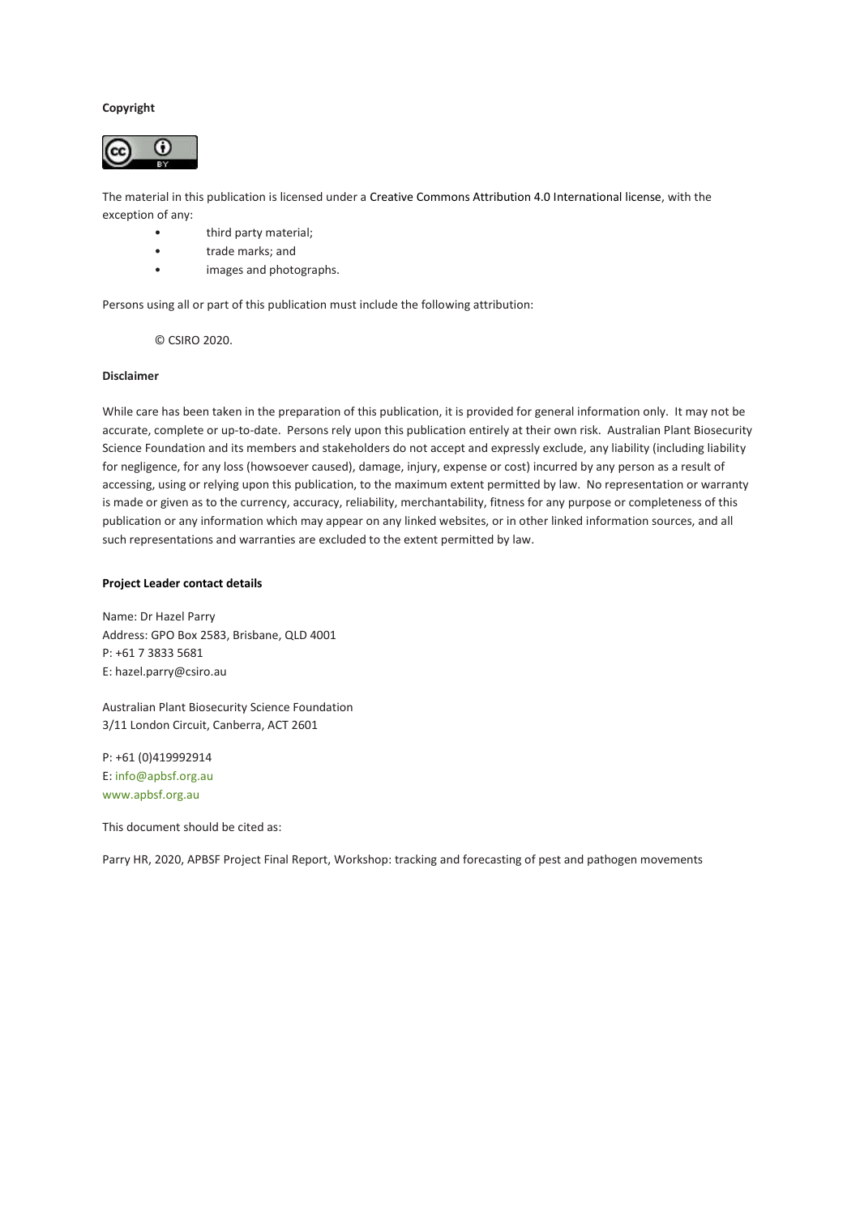**Copyright**

The material in this publication is licensed under a Creative Commons Attribution 4.0 International license, with the exception of any:

- third party material;
- trade marks; and
- images and photographs.

Persons using all or part of this publication must include the following attribution:

© CSIRO 2020.

**Disclaimer**

While care has been taken in the preparation of this publication, it is provided for general information only. It may not be accurate, complete or up-to-date. Persons rely upon this publication entirely at their own risk. Australian Plant Biosecurity Science Foundation and its members and stakeholders do not accept and expressly exclude, any liability (including liability for negligence, for any loss (howsoever caused), damage, injury, expense or cost) incurred by any person as a result of accessing, using or relying upon this publication, to the maximum extent permitted by law. No representation or warranty is made or given as to the currency, accuracy, reliability, merchantability, fitness for any purpose or completeness of this publication or any information which may appear on any linked websites, or in other linked information sources, and all such representations and warranties are excluded to the extent permitted by law.

**Project Leader contact details**

Name: Dr Hazel Parry
Address: GPO Box 2583, Brisbane, QLD 4001
P: +61 7 3833 5681
E: hazel.parry@csiro.au

Australian Plant Biosecurity Science Foundation
3/11 London Circuit, Canberra, ACT 2601

P: +61 (0)419992914
E: info@apbsf.org.au
www.apbsf.org.au

This document should be cited as:

Parry HR, 2020, APBSF Project Final Report, Workshop: tracking and forecasting of pest and pathogen movements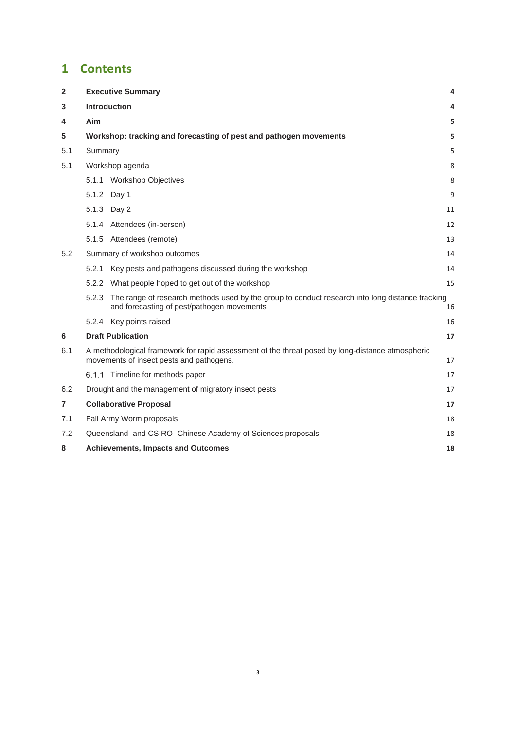# 1 Contents

| | | |
|---|---|---|
| **2** | **Executive Summary** | **4** |
| **3** | **Introduction** | **4** |
| **4** | **Aim** | **5** |
| **5** | **Workshop: tracking and forecasting of pest and pathogen movements** | **5** |
| 5.1 | Summary | 5 |
| 5.1 | Workshop agenda | 8 |
| | 5.1.1 Workshop Objectives | 8 |
| | 5.1.2 Day 1 | 9 |
| | 5.1.3 Day 2 | 11 |
| | 5.1.4 Attendees (in-person) | 12 |
| | 5.1.5 Attendees (remote) | 13 |
| 5.2 | Summary of workshop outcomes | 14 |
| | 5.2.1 Key pests and pathogens discussed during the workshop | 14 |
| | 5.2.2 What people hoped to get out of the workshop | 15 |
| | 5.2.3 The range of research methods used by the group to conduct research into long distance tracking and forecasting of pest/pathogen movements | 16 |
| | 5.2.4 Key points raised | 16 |
| **6** | **Draft Publication** | **17** |
| 6.1 | A methodological framework for rapid assessment of the threat posed by long-distance atmospheric movements of insect pests and pathogens. | 17 |
| | 6.1.1 Timeline for methods paper | 17 |
| 6.2 | Drought and the management of migratory insect pests | 17 |
| **7** | **Collaborative Proposal** | **17** |
| 7.1 | Fall Army Worm proposals | 18 |
| 7.2 | Queensland- and CSIRO- Chinese Academy of Sciences proposals | 18 |
| **8** | **Achievements, Impacts and Outcomes** | **18** |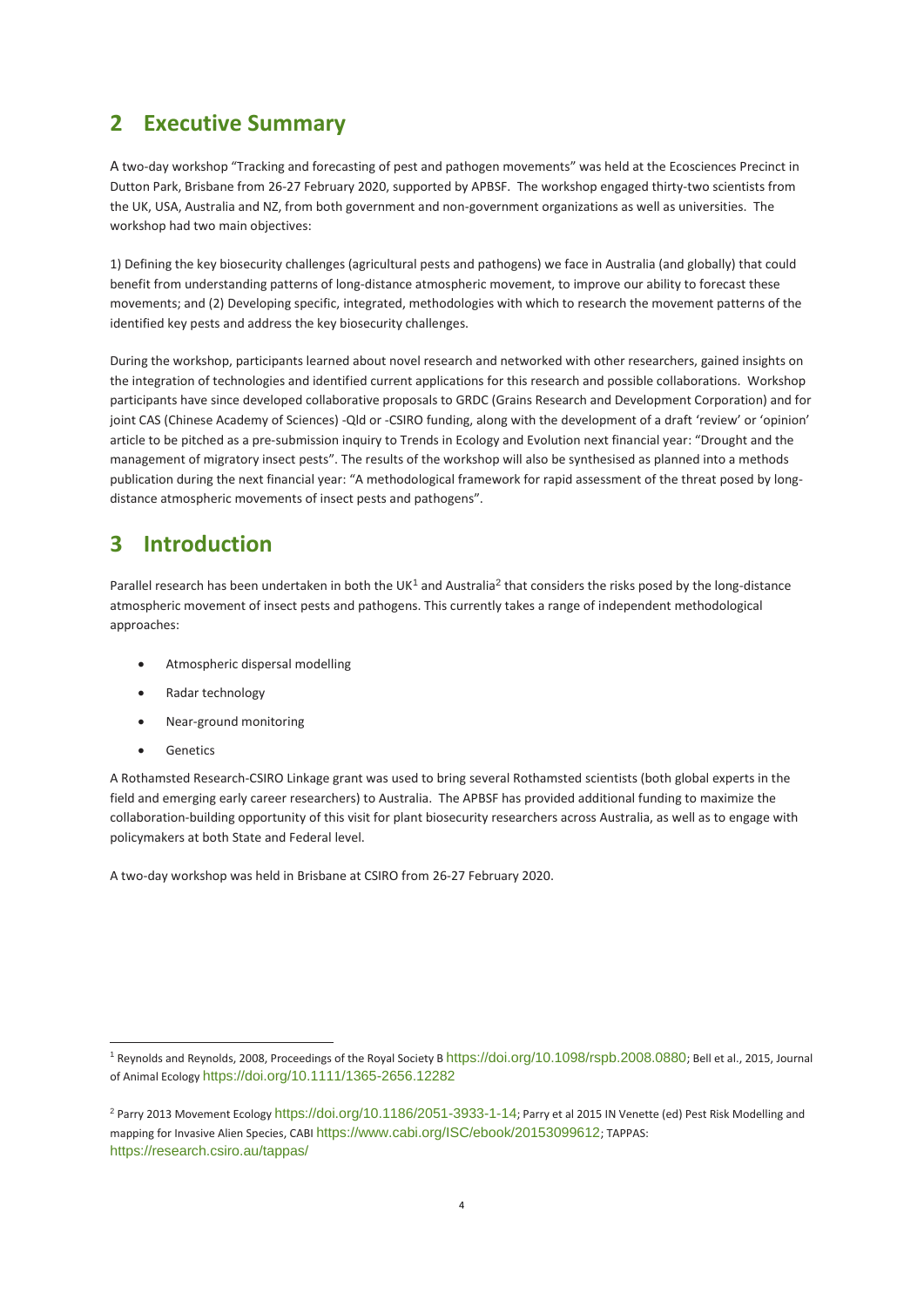## 2 Executive Summary

A two-day workshop "Tracking and forecasting of pest and pathogen movements" was held at the Ecosciences Precinct in Dutton Park, Brisbane from 26-27 February 2020, supported by APBSF. The workshop engaged thirty-two scientists from the UK, USA, Australia and NZ, from both government and non-government organizations as well as universities. The workshop had two main objectives:

1) Defining the key biosecurity challenges (agricultural pests and pathogens) we face in Australia (and globally) that could benefit from understanding patterns of long-distance atmospheric movement, to improve our ability to forecast these movements; and (2) Developing specific, integrated, methodologies with which to research the movement patterns of the identified key pests and address the key biosecurity challenges.

During the workshop, participants learned about novel research and networked with other researchers, gained insights on the integration of technologies and identified current applications for this research and possible collaborations. Workshop participants have since developed collaborative proposals to GRDC (Grains Research and Development Corporation) and for joint CAS (Chinese Academy of Sciences) -Qld or -CSIRO funding, along with the development of a draft 'review' or 'opinion' article to be pitched as a pre-submission inquiry to Trends in Ecology and Evolution next financial year: "Drought and the management of migratory insect pests". The results of the workshop will also be synthesised as planned into a methods publication during the next financial year: "A methodological framework for rapid assessment of the threat posed by long-distance atmospheric movements of insect pests and pathogens".

## 3 Introduction

Parallel research has been undertaken in both the UK[1] and Australia[2] that considers the risks posed by the long-distance atmospheric movement of insect pests and pathogens. This currently takes a range of independent methodological approaches:

- Atmospheric dispersal modelling
- Radar technology
- Near-ground monitoring
- Genetics

A Rothamsted Research-CSIRO Linkage grant was used to bring several Rothamsted scientists (both global experts in the field and emerging early career researchers) to Australia. The APBSF has provided additional funding to maximize the collaboration-building opportunity of this visit for plant biosecurity researchers across Australia, as well as to engage with policymakers at both State and Federal level.

A two-day workshop was held in Brisbane at CSIRO from 26-27 February 2020.

---

[1] Reynolds and Reynolds, 2008, Proceedings of the Royal Society B https://doi.org/10.1098/rspb.2008.0880; Bell et al., 2015, Journal of Animal Ecology https://doi.org/10.1111/1365-2656.12282

[2] Parry 2013 Movement Ecology https://doi.org/10.1186/2051-3933-1-14; Parry et al 2015 IN Venette (ed) Pest Risk Modelling and mapping for Invasive Alien Species, CABI https://www.cabi.org/ISC/ebook/20153099612; TAPPAS: https://research.csiro.au/tappas/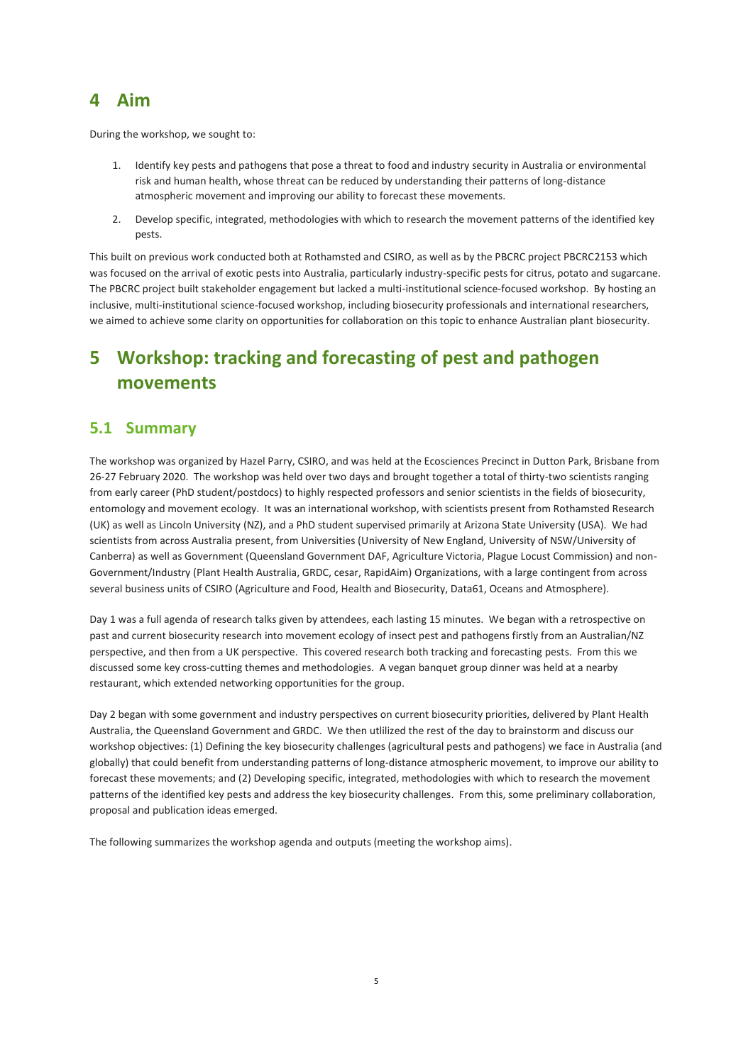# 4 Aim

During the workshop, we sought to:

1. Identify key pests and pathogens that pose a threat to food and industry security in Australia or environmental risk and human health, whose threat can be reduced by understanding their patterns of long-distance atmospheric movement and improving our ability to forecast these movements.
2. Develop specific, integrated, methodologies with which to research the movement patterns of the identified key pests.

This built on previous work conducted both at Rothamsted and CSIRO, as well as by the PBCRC project PBCRC2153 which was focused on the arrival of exotic pests into Australia, particularly industry-specific pests for citrus, potato and sugarcane. The PBCRC project built stakeholder engagement but lacked a multi-institutional science-focused workshop. By hosting an inclusive, multi-institutional science-focused workshop, including biosecurity professionals and international researchers, we aimed to achieve some clarity on opportunities for collaboration on this topic to enhance Australian plant biosecurity.

# 5 Workshop: tracking and forecasting of pest and pathogen movements

## 5.1 Summary

The workshop was organized by Hazel Parry, CSIRO, and was held at the Ecosciences Precinct in Dutton Park, Brisbane from 26-27 February 2020. The workshop was held over two days and brought together a total of thirty-two scientists ranging from early career (PhD student/postdocs) to highly respected professors and senior scientists in the fields of biosecurity, entomology and movement ecology. It was an international workshop, with scientists present from Rothamsted Research (UK) as well as Lincoln University (NZ), and a PhD student supervised primarily at Arizona State University (USA). We had scientists from across Australia present, from Universities (University of New England, University of NSW/University of Canberra) as well as Government (Queensland Government DAF, Agriculture Victoria, Plague Locust Commission) and non-Government/Industry (Plant Health Australia, GRDC, cesar, RapidAim) Organizations, with a large contingent from across several business units of CSIRO (Agriculture and Food, Health and Biosecurity, Data61, Oceans and Atmosphere).

Day 1 was a full agenda of research talks given by attendees, each lasting 15 minutes. We began with a retrospective on past and current biosecurity research into movement ecology of insect pest and pathogens firstly from an Australian/NZ perspective, and then from a UK perspective. This covered research both tracking and forecasting pests. From this we discussed some key cross-cutting themes and methodologies. A vegan banquet group dinner was held at a nearby restaurant, which extended networking opportunities for the group.

Day 2 began with some government and industry perspectives on current biosecurity priorities, delivered by Plant Health Australia, the Queensland Government and GRDC. We then utlilized the rest of the day to brainstorm and discuss our workshop objectives: (1) Defining the key biosecurity challenges (agricultural pests and pathogens) we face in Australia (and globally) that could benefit from understanding patterns of long-distance atmospheric movement, to improve our ability to forecast these movements; and (2) Developing specific, integrated, methodologies with which to research the movement patterns of the identified key pests and address the key biosecurity challenges. From this, some preliminary collaboration, proposal and publication ideas emerged.

The following summarizes the workshop agenda and outputs (meeting the workshop aims).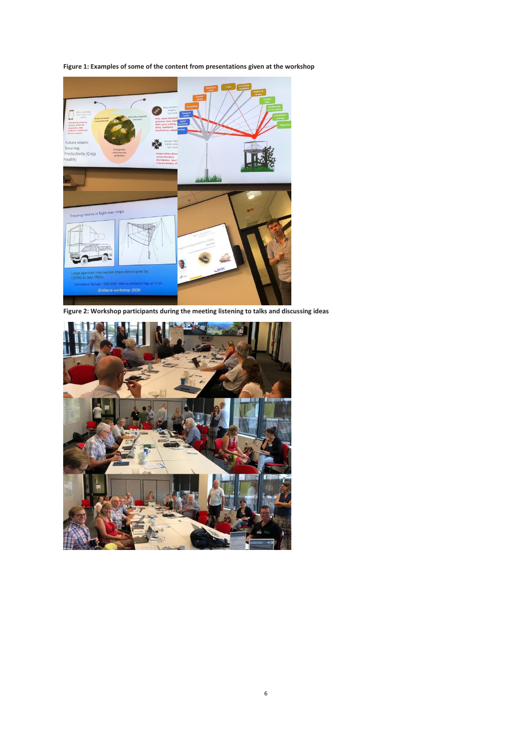**Figure 1: Examples of some of the content from presentations given at the workshop**

**Figure 2: Workshop participants during the meeting listening to talks and discussing ideas**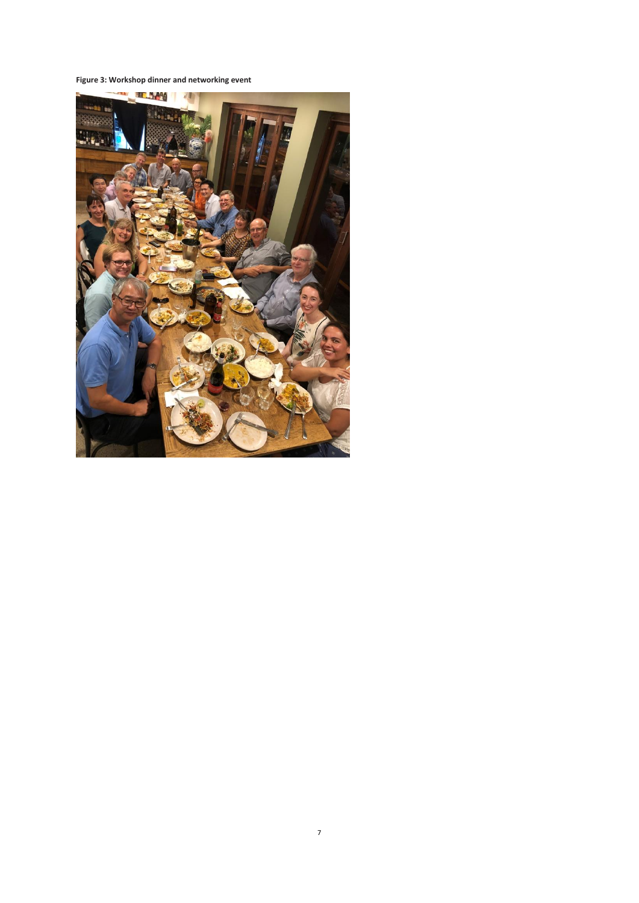**Figure 3: Workshop dinner and networking event**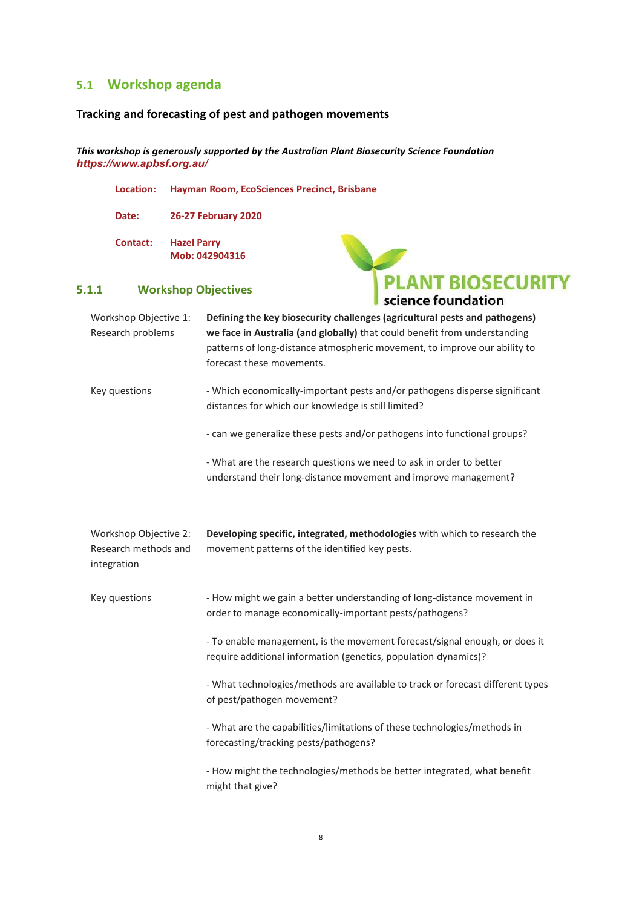## 5.1 Workshop agenda

**Tracking and forecasting of pest and pathogen movements**

***This workshop is generously supported by the Australian Plant Biosecurity Science Foundation***
***https://www.apbsf.org.au/***

**Location:** **Hayman Room, EcoSciences Precinct, Brisbane**

**Date:** **26-27 February 2020**

**Contact:** **Hazel Parry**
**Mob: 042904316**

PLANT BIOSECURITY
science foundation

### 5.1.1 Workshop Objectives

| | |
|---|---|
| Workshop Objective 1: Research problems | **Defining the key biosecurity challenges (agricultural pests and pathogens) we face in Australia (and globally)** that could benefit from understanding patterns of long-distance atmospheric movement, to improve our ability to forecast these movements. |
| Key questions | - Which economically-important pests and/or pathogens disperse significant distances for which our knowledge is still limited?<br><br>- can we generalize these pests and/or pathogens into functional groups?<br><br>- What are the research questions we need to ask in order to better understand their long-distance movement and improve management? |
| Workshop Objective 2: Research methods and integration | **Developing specific, integrated, methodologies** with which to research the movement patterns of the identified key pests. |
| Key questions | - How might we gain a better understanding of long-distance movement in order to manage economically-important pests/pathogens?<br><br>- To enable management, is the movement forecast/signal enough, or does it require additional information (genetics, population dynamics)?<br><br>- What technologies/methods are available to track or forecast different types of pest/pathogen movement?<br><br>- What are the capabilities/limitations of these technologies/methods in forecasting/tracking pests/pathogens?<br><br>- How might the technologies/methods be better integrated, what benefit might that give? |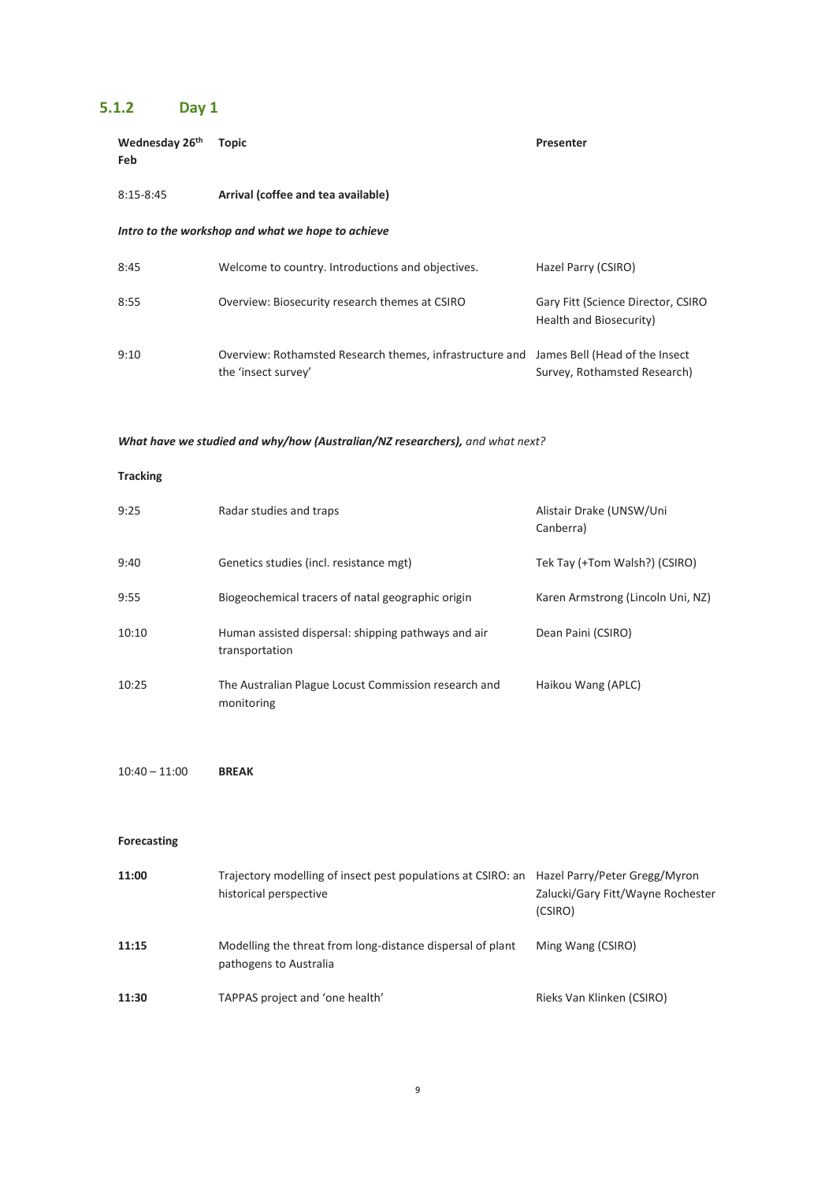### 5.1.2 Day 1

| Wednesday 26th Feb | Topic | Presenter |
|---|---|---|
| 8:15-8:45 | **Arrival (coffee and tea available)** | |
| ***Intro to the workshop and what we hope to achieve*** | | |
| 8:45 | Welcome to country. Introductions and objectives. | Hazel Parry (CSIRO) |
| 8:55 | Overview: Biosecurity research themes at CSIRO | Gary Fitt (Science Director, CSIRO Health and Biosecurity) |
| 9:10 | Overview: Rothamsted Research themes, infrastructure and the 'insect survey' | James Bell (Head of the Insect Survey, Rothamsted Research) |
| ***What have we studied and why/how (Australian/NZ researchers),*** *and what next?* | | |
| **Tracking** | | |
| 9:25 | Radar studies and traps | Alistair Drake (UNSW/Uni Canberra) |
| 9:40 | Genetics studies (incl. resistance mgt) | Tek Tay (+Tom Walsh?) (CSIRO) |
| 9:55 | Biogeochemical tracers of natal geographic origin | Karen Armstrong (Lincoln Uni, NZ) |
| 10:10 | Human assisted dispersal: shipping pathways and air transportation | Dean Paini (CSIRO) |
| 10:25 | The Australian Plague Locust Commission research and monitoring | Haikou Wang (APLC) |
| 10:40 – 11:00 | **BREAK** | |
| **Forecasting** | | |
| **11:00** | Trajectory modelling of insect pest populations at CSIRO: an historical perspective | Hazel Parry/Peter Gregg/Myron Zalucki/Gary Fitt/Wayne Rochester (CSIRO) |
| **11:15** | Modelling the threat from long-distance dispersal of plant pathogens to Australia | Ming Wang (CSIRO) |
| **11:30** | TAPPAS project and 'one health' | Rieks Van Klinken (CSIRO) |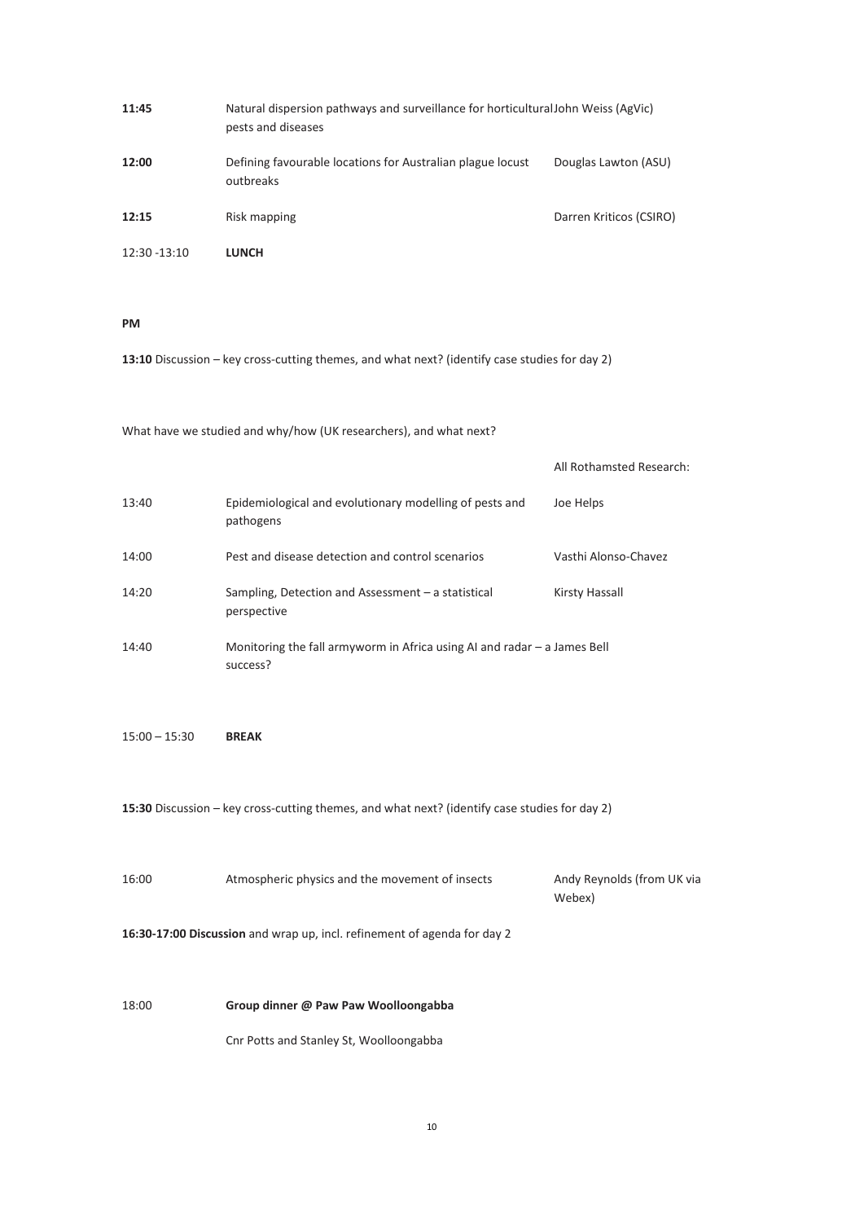| | | |
|---|---|---|
| **11:45** | Natural dispersion pathways and surveillance for horticultural pests and diseases | John Weiss (AgVic) |
| **12:00** | Defining favourable locations for Australian plague locust outbreaks | Douglas Lawton (ASU) |
| **12:15** | Risk mapping | Darren Kriticos (CSIRO) |
| 12:30 -13:10 | **LUNCH** | |

**PM**

**13:10** Discussion – key cross-cutting themes, and what next? (identify case studies for day 2)

What have we studied and why/how (UK researchers), and what next?

| | | All Rothamsted Research: |
|---|---|---|
| 13:40 | Epidemiological and evolutionary modelling of pests and pathogens | Joe Helps |
| 14:00 | Pest and disease detection and control scenarios | Vasthi Alonso-Chavez |
| 14:20 | Sampling, Detection and Assessment – a statistical perspective | Kirsty Hassall |
| 14:40 | Monitoring the fall armyworm in Africa using AI and radar – a success? | James Bell |

15:00 – 15:30 **BREAK**

**15:30** Discussion – key cross-cutting themes, and what next? (identify case studies for day 2)

| | | |
|---|---|---|
| 16:00 | Atmospheric physics and the movement of insects | Andy Reynolds (from UK via Webex) |

**16:30-17:00 Discussion** and wrap up, incl. refinement of agenda for day 2

18:00 **Group dinner @ Paw Paw Woolloongabba**

Cnr Potts and Stanley St, Woolloongabba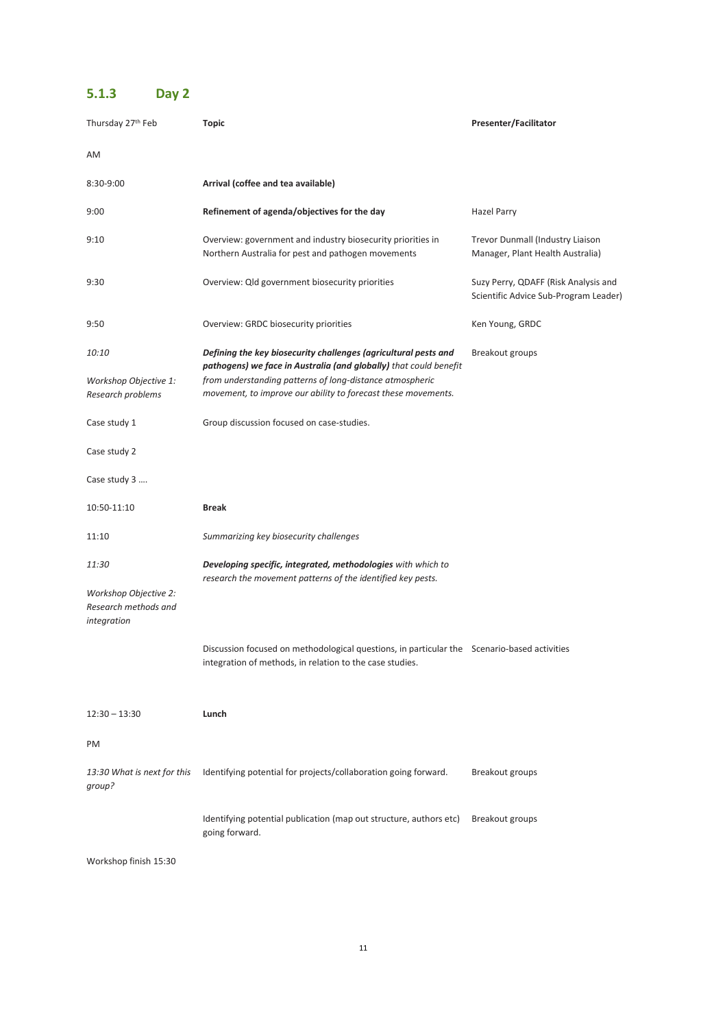### 5.1.3 Day 2

| Thursday 27th Feb | Topic | Presenter/Facilitator |
|---|---|---|
| AM | | |
| 8:30-9:00 | **Arrival (coffee and tea available)** | |
| 9:00 | **Refinement of agenda/objectives for the day** | Hazel Parry |
| 9:10 | Overview: government and industry biosecurity priorities in Northern Australia for pest and pathogen movements | Trevor Dunmall (Industry Liaison Manager, Plant Health Australia) |
| 9:30 | Overview: Qld government biosecurity priorities | Suzy Perry, QDAFF (Risk Analysis and Scientific Advice Sub-Program Leader) |
| 9:50 | Overview: GRDC biosecurity priorities | Ken Young, GRDC |
| *10:10* <br> *Workshop Objective 1: Research problems* | ***Defining the key biosecurity challenges (agricultural pests and pathogens) we face in Australia (and globally)*** *that could benefit from understanding patterns of long-distance atmospheric movement, to improve our ability to forecast these movements.* | Breakout groups |
| Case study 1 | Group discussion focused on case-studies. | |
| Case study 2 | | |
| Case study 3 …. | | |
| 10:50-11:10 | **Break** | |
| 11:10 | *Summarizing key biosecurity challenges* | |
| *11:30* <br> *Workshop Objective 2: Research methods and integration* | ***Developing specific, integrated, methodologies*** *with which to research the movement patterns of the identified key pests.* | |
| | Discussion focused on methodological questions, in particular the integration of methods, in relation to the case studies. | Scenario-based activities |
| 12:30 – 13:30 | **Lunch** | |
| PM | | |
| *13:30 What is next for this group?* | Identifying potential for projects/collaboration going forward. | Breakout groups |
| | Identifying potential publication (map out structure, authors etc) going forward. | Breakout groups |
| Workshop finish 15:30 | | |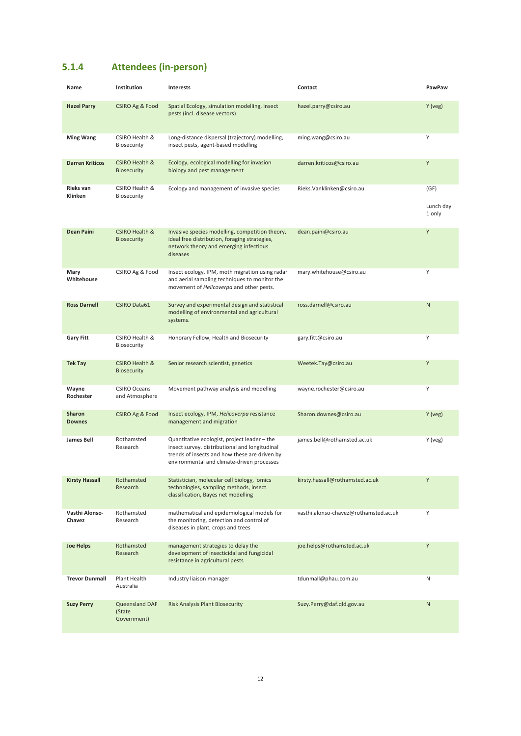## 5.1.4 Attendees (in-person)

| Name | Institution | Interests | Contact | PawPaw |
|---|---|---|---|---|
| **Hazel Parry** | CSIRO Ag & Food | Spatial Ecology, simulation modelling, insect pests (incl. disease vectors) | hazel.parry@csiro.au | Y (veg) |
| **Ming Wang** | CSIRO Health & Biosecurity | Long-distance dispersal (trajectory) modelling, insect pests, agent-based modelling | ming.wang@csiro.au | Y |
| **Darren Kriticos** | CSIRO Health & Biosecurity | Ecology, ecological modelling for invasion biology and pest management | darren.kriticos@csiro.au | Y |
| **Rieks van Klinken** | CSIRO Health & Biosecurity | Ecology and management of invasive species | Rieks.Vanklinken@csiro.au | (GF) Lunch day 1 only |
| **Dean Paini** | CSIRO Health & Biosecurity | Invasive species modelling, competition theory, ideal free distribution, foraging strategies, network theory and emerging infectious diseases | dean.paini@csiro.au | Y |
| **Mary Whitehouse** | CSIRO Ag & Food | Insect ecology, IPM, moth migration using radar and aerial sampling techniques to monitor the movement of *Helicoverpa* and other pests. | mary.whitehouse@csiro.au | Y |
| **Ross Darnell** | CSIRO Data61 | Survey and experimental design and statistical modelling of environmental and agricultural systems. | ross.darnell@csiro.au | N |
| **Gary Fitt** | CSIRO Health & Biosecurity | Honorary Fellow, Health and Biosecurity | gary.fitt@csiro.au | Y |
| **Tek Tay** | CSIRO Health & Biosecurity | Senior research scientist, genetics | Weetek.Tay@csiro.au | Y |
| **Wayne Rochester** | CSIRO Oceans and Atmosphere | Movement pathway analysis and modelling | wayne.rochester@csiro.au | Y |
| **Sharon Downes** | CSIRO Ag & Food | Insect ecology, IPM, *Helicoverpa* resistance management and migration | Sharon.downes@csiro.au | Y (veg) |
| **James Bell** | Rothamsted Research | Quantitative ecologist, project leader – the insect survey. distributional and longitudinal trends of insects and how these are driven by environmental and climate-driven processes | james.bell@rothamsted.ac.uk | Y (veg) |
| **Kirsty Hassall** | Rothamsted Research | Statistician, molecular cell biology, 'omics technologies, sampling methods, insect classification, Bayes net modelling | kirsty.hassall@rothamsted.ac.uk | Y |
| **Vasthi Alonso-Chavez** | Rothamsted Research | mathematical and epidemiological models for the monitoring, detection and control of diseases in plant, crops and trees | vasthi.alonso-chavez@rothamsted.ac.uk | Y |
| **Joe Helps** | Rothamsted Research | management strategies to delay the development of insecticidal and fungicidal resistance in agricultural pests | joe.helps@rothamsted.ac.uk | Y |
| **Trevor Dunmall** | Plant Health Australia | Industry liaison manager | tdunmall@phau.com.au | N |
| **Suzy Perry** | Queensland DAF (State Government) | Risk Analysis Plant Biosecurity | Suzy.Perry@daf.qld.gov.au | N |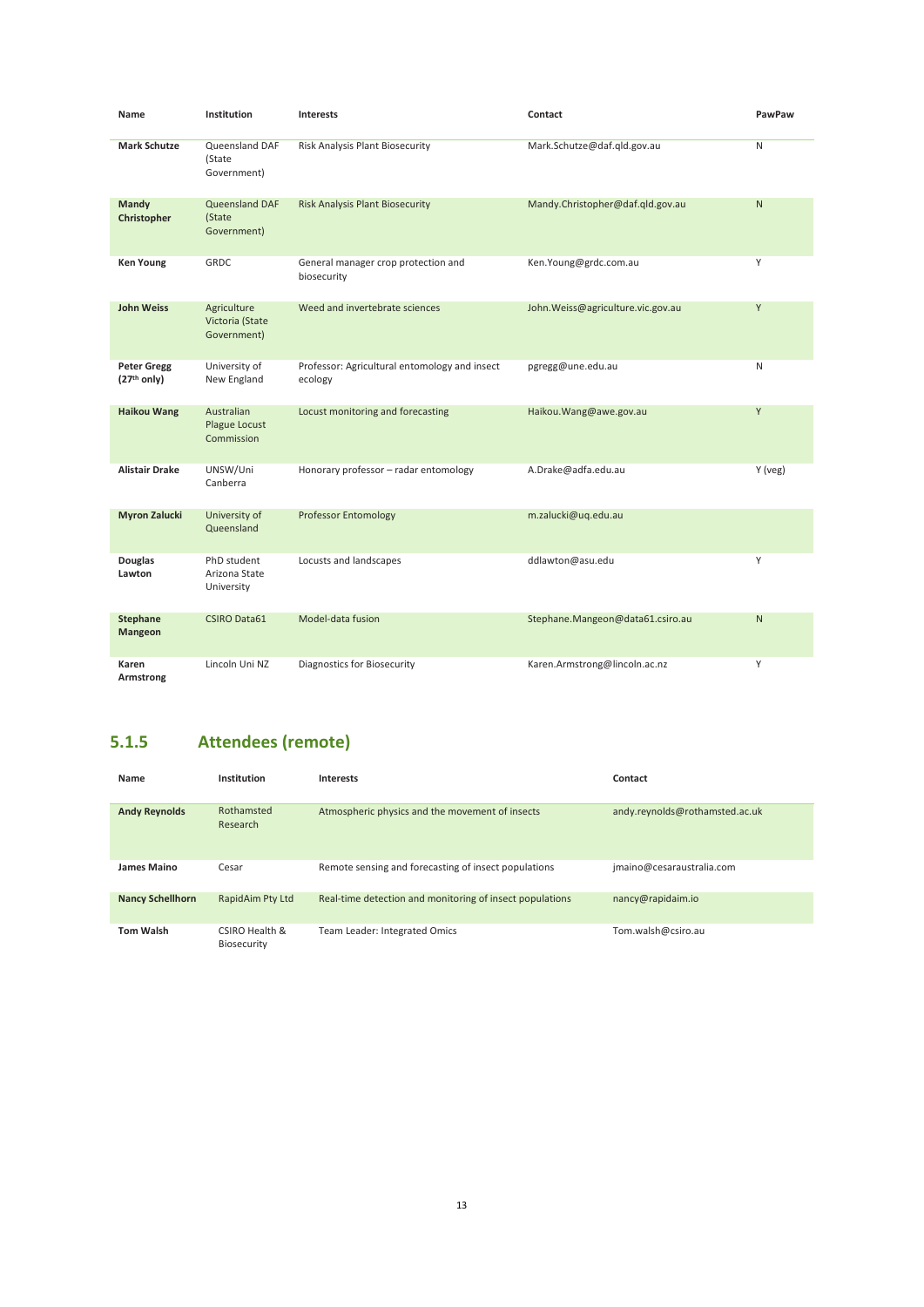| Name | Institution | Interests | Contact | PawPaw |
|---|---|---|---|---|
| **Mark Schutze** | Queensland DAF (State Government) | Risk Analysis Plant Biosecurity | Mark.Schutze@daf.qld.gov.au | N |
| **Mandy Christopher** | Queensland DAF (State Government) | Risk Analysis Plant Biosecurity | Mandy.Christopher@daf.qld.gov.au | N |
| **Ken Young** | GRDC | General manager crop protection and biosecurity | Ken.Young@grdc.com.au | Y |
| **John Weiss** | Agriculture Victoria (State Government) | Weed and invertebrate sciences | John.Weiss@agriculture.vic.gov.au | Y |
| **Peter Gregg (27th only)** | University of New England | Professor: Agricultural entomology and insect ecology | pgregg@une.edu.au | N |
| **Haikou Wang** | Australian Plague Locust Commission | Locust monitoring and forecasting | Haikou.Wang@awe.gov.au | Y |
| **Alistair Drake** | UNSW/Uni Canberra | Honorary professor – radar entomology | A.Drake@adfa.edu.au | Y (veg) |
| **Myron Zalucki** | University of Queensland | Professor Entomology | m.zalucki@uq.edu.au | |
| **Douglas Lawton** | PhD student Arizona State University | Locusts and landscapes | ddlawton@asu.edu | Y |
| **Stephane Mangeon** | CSIRO Data61 | Model-data fusion | Stephane.Mangeon@data61.csiro.au | N |
| **Karen Armstrong** | Lincoln Uni NZ | Diagnostics for Biosecurity | Karen.Armstrong@lincoln.ac.nz | Y |

### 5.1.5 Attendees (remote)

| Name | Institution | Interests | Contact |
|---|---|---|---|
| **Andy Reynolds** | Rothamsted Research | Atmospheric physics and the movement of insects | andy.reynolds@rothamsted.ac.uk |
| **James Maino** | Cesar | Remote sensing and forecasting of insect populations | jmaino@cesaraustralia.com |
| **Nancy Schellhorn** | RapidAim Pty Ltd | Real-time detection and monitoring of insect populations | nancy@rapidaim.io |
| **Tom Walsh** | CSIRO Health & Biosecurity | Team Leader: Integrated Omics | Tom.walsh@csiro.au |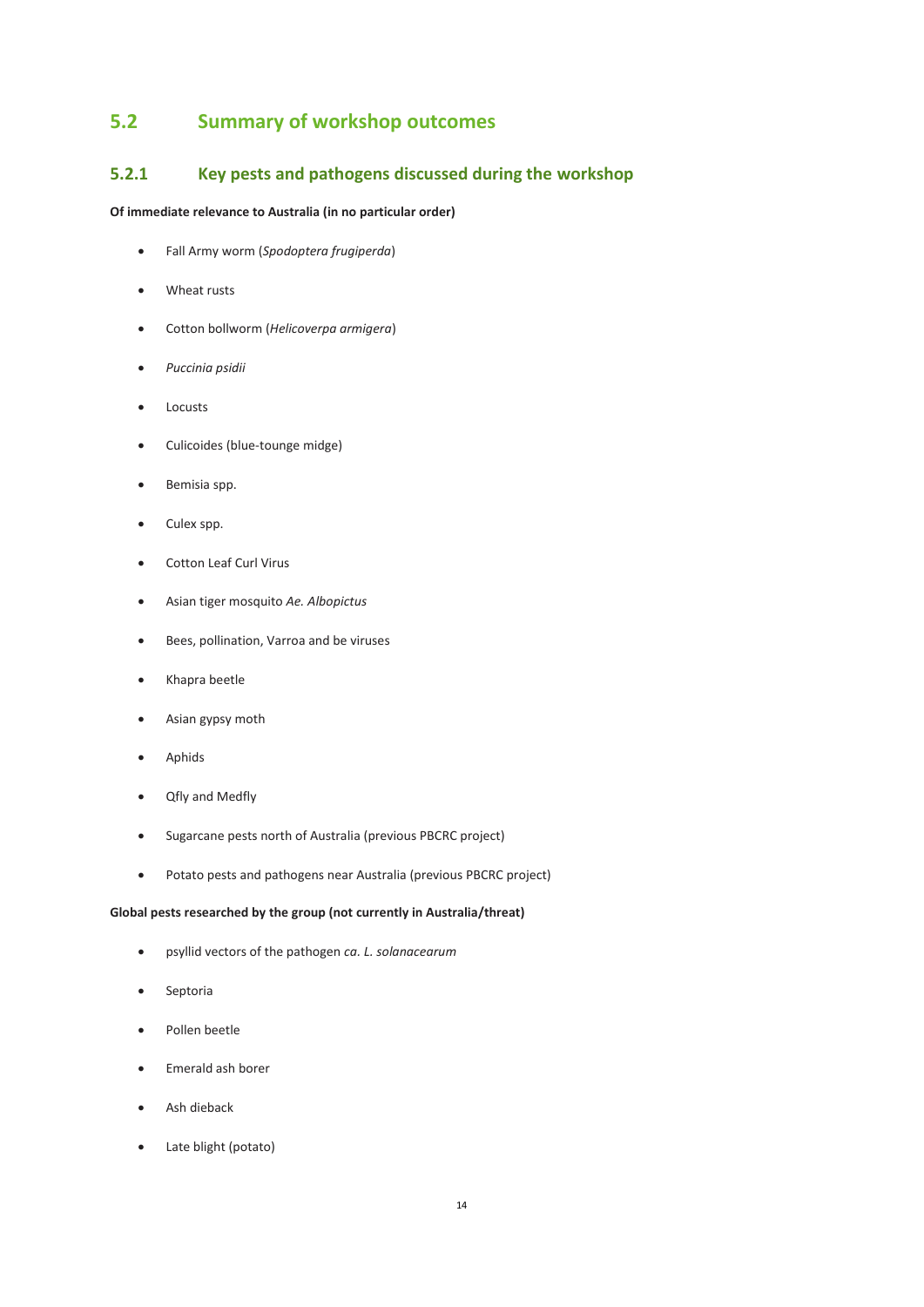## 5.2 Summary of workshop outcomes

### 5.2.1 Key pests and pathogens discussed during the workshop

**Of immediate relevance to Australia (in no particular order)**

- Fall Army worm (*Spodoptera frugiperda*)
- Wheat rusts
- Cotton bollworm (*Helicoverpa armigera*)
- *Puccinia psidii*
- Locusts
- Culicoides (blue-tounge midge)
- Bemisia spp.
- Culex spp.
- Cotton Leaf Curl Virus
- Asian tiger mosquito *Ae. Albopictus*
- Bees, pollination, Varroa and be viruses
- Khapra beetle
- Asian gypsy moth
- Aphids
- Qfly and Medfly
- Sugarcane pests north of Australia (previous PBCRC project)
- Potato pests and pathogens near Australia (previous PBCRC project)

**Global pests researched by the group (not currently in Australia/threat)**

- psyllid vectors of the pathogen *ca. L. solanacearum*
- Septoria
- Pollen beetle
- Emerald ash borer
- Ash dieback
- Late blight (potato)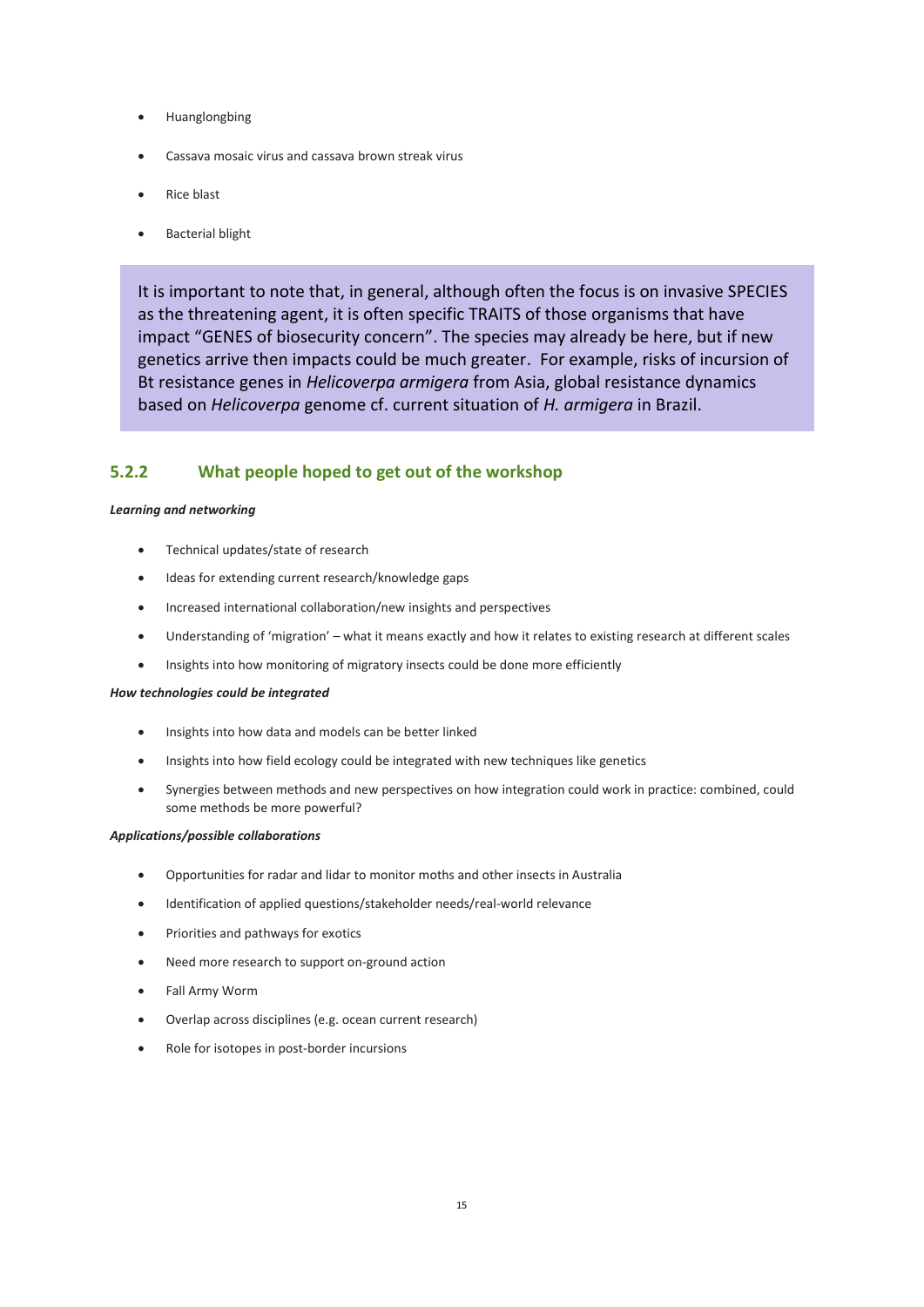- Huanglongbing
- Cassava mosaic virus and cassava brown streak virus
- Rice blast
- Bacterial blight

It is important to note that, in general, although often the focus is on invasive SPECIES as the threatening agent, it is often specific TRAITS of those organisms that have impact "GENES of biosecurity concern". The species may already be here, but if new genetics arrive then impacts could be much greater. For example, risks of incursion of Bt resistance genes in *Helicoverpa armigera* from Asia, global resistance dynamics based on *Helicoverpa* genome cf. current situation of *H. armigera* in Brazil.

### 5.2.2 What people hoped to get out of the workshop

***Learning and networking***

- Technical updates/state of research
- Ideas for extending current research/knowledge gaps
- Increased international collaboration/new insights and perspectives
- Understanding of 'migration' – what it means exactly and how it relates to existing research at different scales
- Insights into how monitoring of migratory insects could be done more efficiently

***How technologies could be integrated***

- Insights into how data and models can be better linked
- Insights into how field ecology could be integrated with new techniques like genetics
- Synergies between methods and new perspectives on how integration could work in practice: combined, could some methods be more powerful?

***Applications/possible collaborations***

- Opportunities for radar and lidar to monitor moths and other insects in Australia
- Identification of applied questions/stakeholder needs/real-world relevance
- Priorities and pathways for exotics
- Need more research to support on-ground action
- Fall Army Worm
- Overlap across disciplines (e.g. ocean current research)
- Role for isotopes in post-border incursions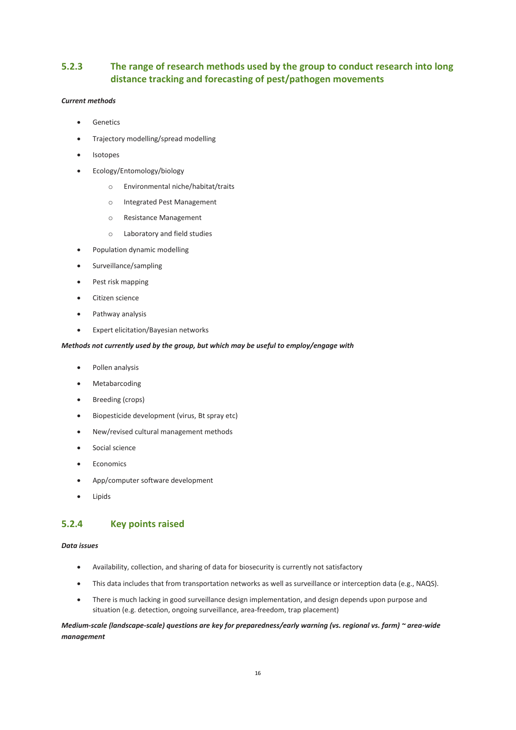### 5.2.3 The range of research methods used by the group to conduct research into long distance tracking and forecasting of pest/pathogen movements

***Current methods***

- Genetics
- Trajectory modelling/spread modelling
- Isotopes
- Ecology/Entomology/biology
  - Environmental niche/habitat/traits
  - Integrated Pest Management
  - Resistance Management
  - Laboratory and field studies
- Population dynamic modelling
- Surveillance/sampling
- Pest risk mapping
- Citizen science
- Pathway analysis
- Expert elicitation/Bayesian networks

***Methods not currently used by the group, but which may be useful to employ/engage with***

- Pollen analysis
- Metabarcoding
- Breeding (crops)
- Biopesticide development (virus, Bt spray etc)
- New/revised cultural management methods
- Social science
- Economics
- App/computer software development
- Lipids

### 5.2.4 Key points raised

***Data issues***

- Availability, collection, and sharing of data for biosecurity is currently not satisfactory
- This data includes that from transportation networks as well as surveillance or interception data (e.g., NAQS).
- There is much lacking in good surveillance design implementation, and design depends upon purpose and situation (e.g. detection, ongoing surveillance, area-freedom, trap placement)

***Medium-scale (landscape-scale) questions are key for preparedness/early warning (vs. regional vs. farm) ~ area-wide management***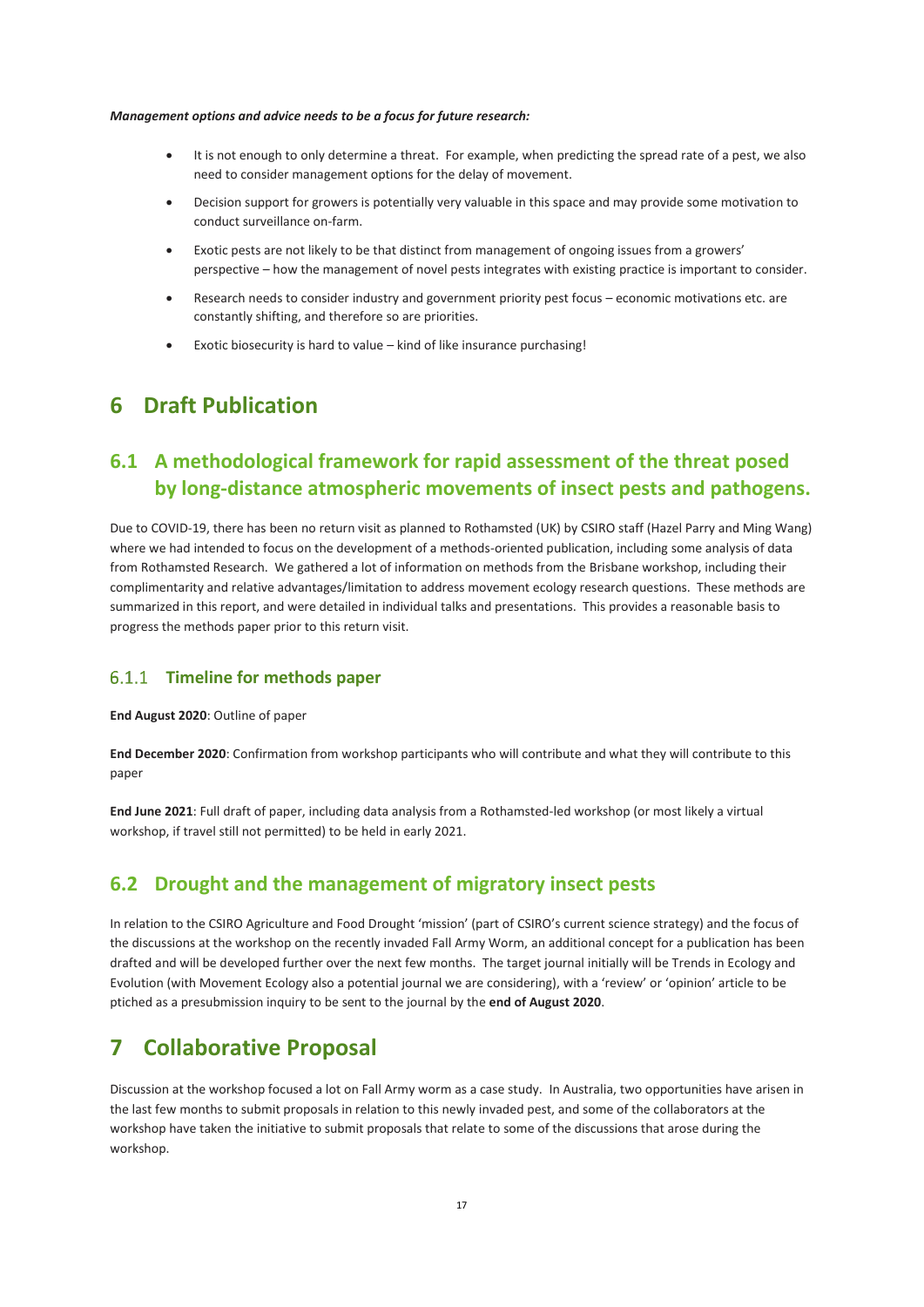***Management options and advice needs to be a focus for future research:***

- It is not enough to only determine a threat. For example, when predicting the spread rate of a pest, we also need to consider management options for the delay of movement.
- Decision support for growers is potentially very valuable in this space and may provide some motivation to conduct surveillance on-farm.
- Exotic pests are not likely to be that distinct from management of ongoing issues from a growers' perspective – how the management of novel pests integrates with existing practice is important to consider.
- Research needs to consider industry and government priority pest focus – economic motivations etc. are constantly shifting, and therefore so are priorities.
- Exotic biosecurity is hard to value – kind of like insurance purchasing!

# 6 Draft Publication

## 6.1 A methodological framework for rapid assessment of the threat posed by long-distance atmospheric movements of insect pests and pathogens.

Due to COVID-19, there has been no return visit as planned to Rothamsted (UK) by CSIRO staff (Hazel Parry and Ming Wang) where we had intended to focus on the development of a methods-oriented publication, including some analysis of data from Rothamsted Research. We gathered a lot of information on methods from the Brisbane workshop, including their complimentarity and relative advantages/limitation to address movement ecology research questions. These methods are summarized in this report, and were detailed in individual talks and presentations. This provides a reasonable basis to progress the methods paper prior to this return visit.

### 6.1.1 Timeline for methods paper

**End August 2020**: Outline of paper

**End December 2020**: Confirmation from workshop participants who will contribute and what they will contribute to this paper

**End June 2021**: Full draft of paper, including data analysis from a Rothamsted-led workshop (or most likely a virtual workshop, if travel still not permitted) to be held in early 2021.

## 6.2 Drought and the management of migratory insect pests

In relation to the CSIRO Agriculture and Food Drought 'mission' (part of CSIRO's current science strategy) and the focus of the discussions at the workshop on the recently invaded Fall Army Worm, an additional concept for a publication has been drafted and will be developed further over the next few months. The target journal initially will be Trends in Ecology and Evolution (with Movement Ecology also a potential journal we are considering), with a 'review' or 'opinion' article to be ptiched as a presubmission inquiry to be sent to the journal by the **end of August 2020**.

# 7 Collaborative Proposal

Discussion at the workshop focused a lot on Fall Army worm as a case study. In Australia, two opportunities have arisen in the last few months to submit proposals in relation to this newly invaded pest, and some of the collaborators at the workshop have taken the initiative to submit proposals that relate to some of the discussions that arose during the workshop.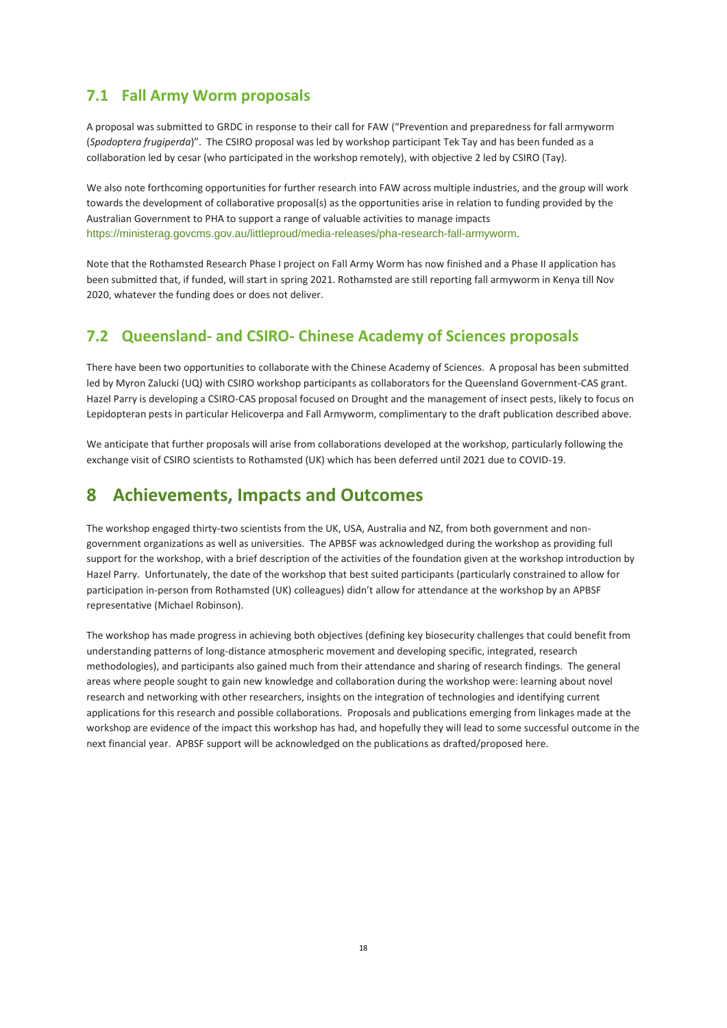## 7.1 Fall Army Worm proposals

A proposal was submitted to GRDC in response to their call for FAW ("Prevention and preparedness for fall armyworm (*Spodoptera frugiperda*)". The CSIRO proposal was led by workshop participant Tek Tay and has been funded as a collaboration led by cesar (who participated in the workshop remotely), with objective 2 led by CSIRO (Tay).

We also note forthcoming opportunities for further research into FAW across multiple industries, and the group will work towards the development of collaborative proposal(s) as the opportunities arise in relation to funding provided by the Australian Government to PHA to support a range of valuable activities to manage impacts https://ministerag.govcms.gov.au/littleproud/media-releases/pha-research-fall-armyworm.

Note that the Rothamsted Research Phase I project on Fall Army Worm has now finished and a Phase II application has been submitted that, if funded, will start in spring 2021. Rothamsted are still reporting fall armyworm in Kenya till Nov 2020, whatever the funding does or does not deliver.

## 7.2 Queensland- and CSIRO- Chinese Academy of Sciences proposals

There have been two opportunities to collaborate with the Chinese Academy of Sciences. A proposal has been submitted led by Myron Zalucki (UQ) with CSIRO workshop participants as collaborators for the Queensland Government-CAS grant. Hazel Parry is developing a CSIRO-CAS proposal focused on Drought and the management of insect pests, likely to focus on Lepidopteran pests in particular Helicoverpa and Fall Armyworm, complimentary to the draft publication described above.

We anticipate that further proposals will arise from collaborations developed at the workshop, particularly following the exchange visit of CSIRO scientists to Rothamsted (UK) which has been deferred until 2021 due to COVID-19.

# 8 Achievements, Impacts and Outcomes

The workshop engaged thirty-two scientists from the UK, USA, Australia and NZ, from both government and non-government organizations as well as universities. The APBSF was acknowledged during the workshop as providing full support for the workshop, with a brief description of the activities of the foundation given at the workshop introduction by Hazel Parry. Unfortunately, the date of the workshop that best suited participants (particularly constrained to allow for participation in-person from Rothamsted (UK) colleagues) didn't allow for attendance at the workshop by an APBSF representative (Michael Robinson).

The workshop has made progress in achieving both objectives (defining key biosecurity challenges that could benefit from understanding patterns of long-distance atmospheric movement and developing specific, integrated, research methodologies), and participants also gained much from their attendance and sharing of research findings. The general areas where people sought to gain new knowledge and collaboration during the workshop were: learning about novel research and networking with other researchers, insights on the integration of technologies and identifying current applications for this research and possible collaborations. Proposals and publications emerging from linkages made at the workshop are evidence of the impact this workshop has had, and hopefully they will lead to some successful outcome in the next financial year. APBSF support will be acknowledged on the publications as drafted/proposed here.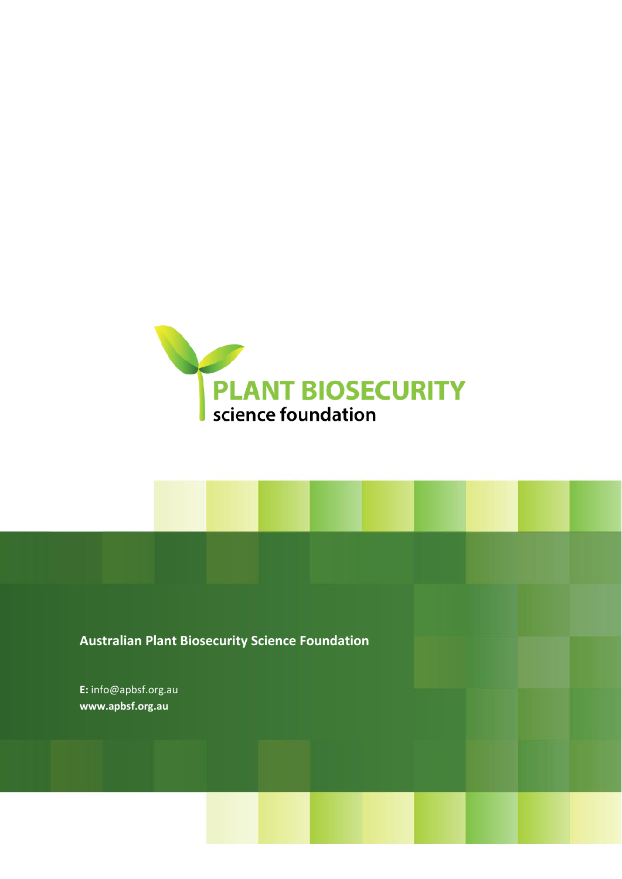PLANT BIOSECURITY
science foundation

**Australian Plant Biosecurity Science Foundation**

**E:** info@apbsf.org.au
**www.apbsf.org.au**